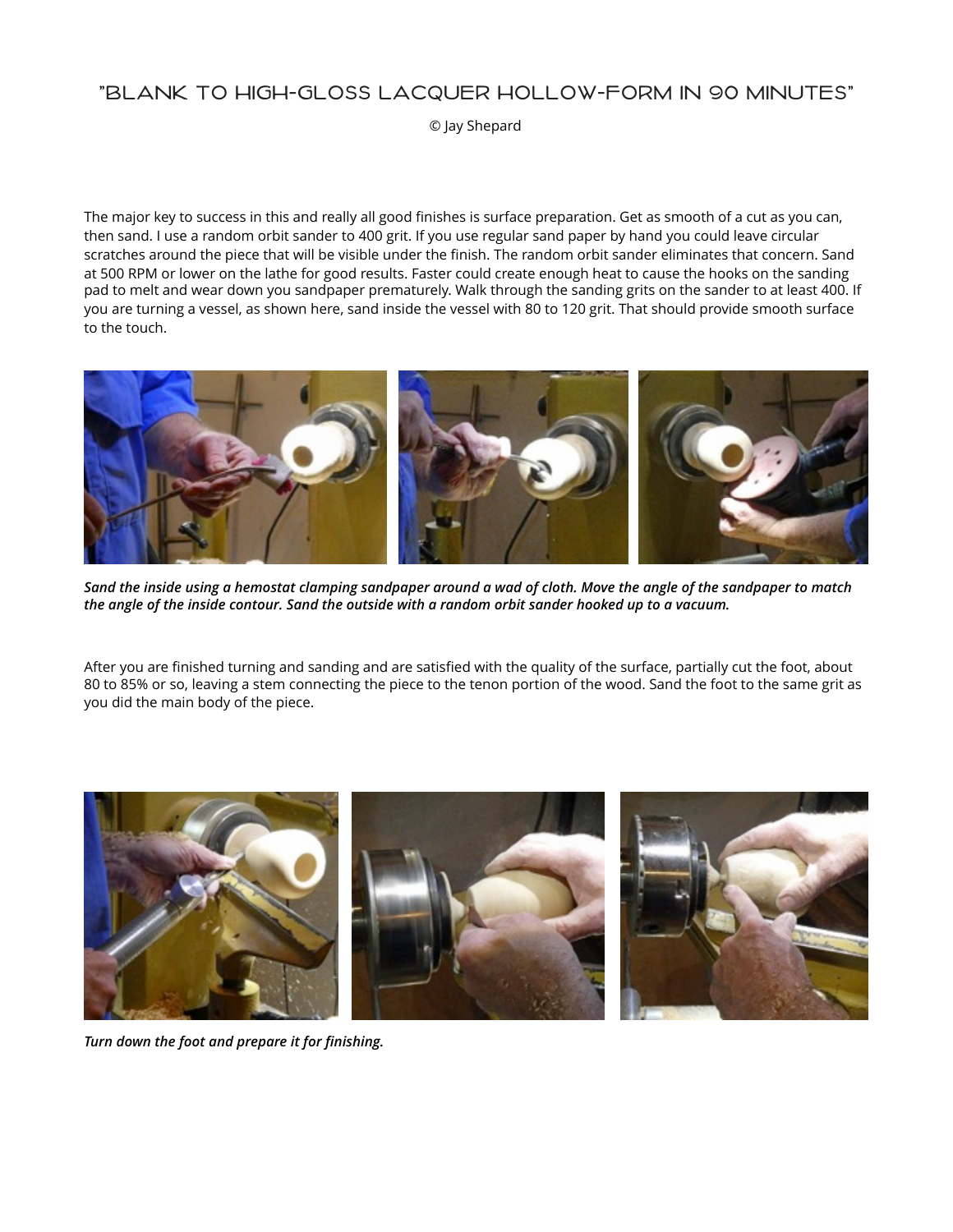# "BLANK TO HIGH-GLOSS LACQUER HOLLOW-FORM IN 90 MINUTES"

© Jay Shepard

The major key to success in this and really all good finishes is surface preparation. Get as smooth of a cut as you can, then sand. I use a random orbit sander to 400 grit. If you use regular sand paper by hand you could leave circular scratches around the piece that will be visible under the finish. The random orbit sander eliminates that concern. Sand at 500 RPM or lower on the lathe for good results. Faster could create enough heat to cause the hooks on the sanding pad to melt and wear down you sandpaper prematurely. Walk through the sanding grits on the sander to at least 400. If you are turning a vessel, as shown here, sand inside the vessel with 80 to 120 grit. That should provide smooth surface to the touch.

***Sand the inside using a hemostat clamping sandpaper around a wad of cloth. Move the angle of the sandpaper to match the angle of the inside contour. Sand the outside with a random orbit sander hooked up to a vacuum.***

After you are finished turning and sanding and are satisfied with the quality of the surface, partially cut the foot, about 80 to 85% or so, leaving a stem connecting the piece to the tenon portion of the wood. Sand the foot to the same grit as you did the main body of the piece.

***Turn down the foot and prepare it for finishing.***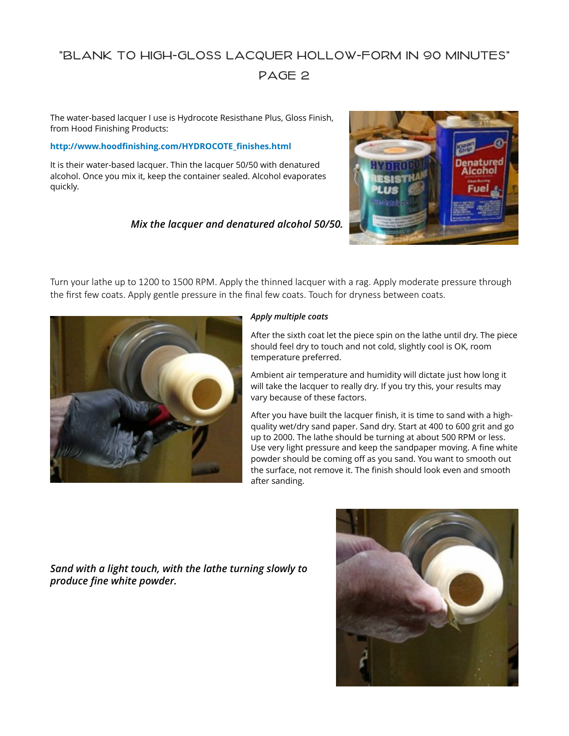# "BLANK TO HIGH-GLOSS LACQUER HOLLOW-FORM IN 90 MINUTES" PAGE 2

The water-based lacquer I use is Hydrocote Resisthane Plus, Gloss Finish, from Hood Finishing Products:

**http://www.hoodfinishing.com/HYDROCOTE_finishes.html**

It is their water-based lacquer. Thin the lacquer 50/50 with denatured alcohol. Once you mix it, keep the container sealed. Alcohol evaporates quickly.

***Mix the lacquer and denatured alcohol 50/50.***

Turn your lathe up to 1200 to 1500 RPM. Apply the thinned lacquer with a rag. Apply moderate pressure through the first few coats. Apply gentle pressure in the final few coats. Touch for dryness between coats.

***Apply multiple coats***

After the sixth coat let the piece spin on the lathe until dry. The piece should feel dry to touch and not cold, slightly cool is OK, room temperature preferred.

Ambient air temperature and humidity will dictate just how long it will take the lacquer to really dry. If you try this, your results may vary because of these factors.

After you have built the lacquer finish, it is time to sand with a high-quality wet/dry sand paper. Sand dry. Start at 400 to 600 grit and go up to 2000. The lathe should be turning at about 500 RPM or less. Use very light pressure and keep the sandpaper moving. A fine white powder should be coming off as you sand. You want to smooth out the surface, not remove it. The finish should look even and smooth after sanding.

***Sand with a light touch, with the lathe turning slowly to produce fine white powder.***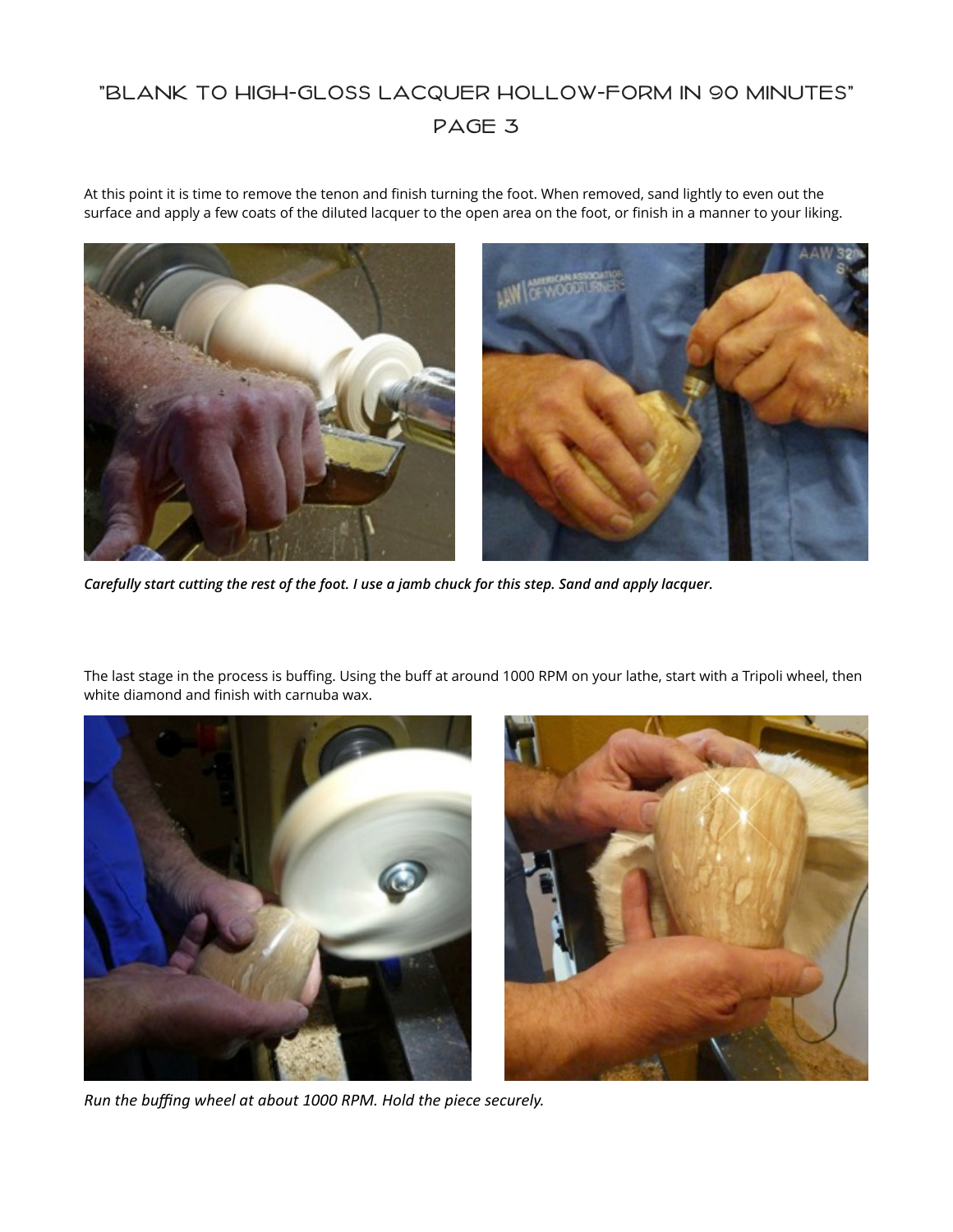At this point it is time to remove the tenon and finish turning the foot. When removed, sand lightly to even out the surface and apply a few coats of the diluted lacquer to the open area on the foot, or finish in a manner to your liking.

***Carefully start cutting the rest of the foot. I use a jamb chuck for this step. Sand and apply lacquer.***

The last stage in the process is buffing. Using the buff at around 1000 RPM on your lathe, start with a Tripoli wheel, then white diamond and finish with carnuba wax.

*Run the buffing wheel at about 1000 RPM. Hold the piece securely.*